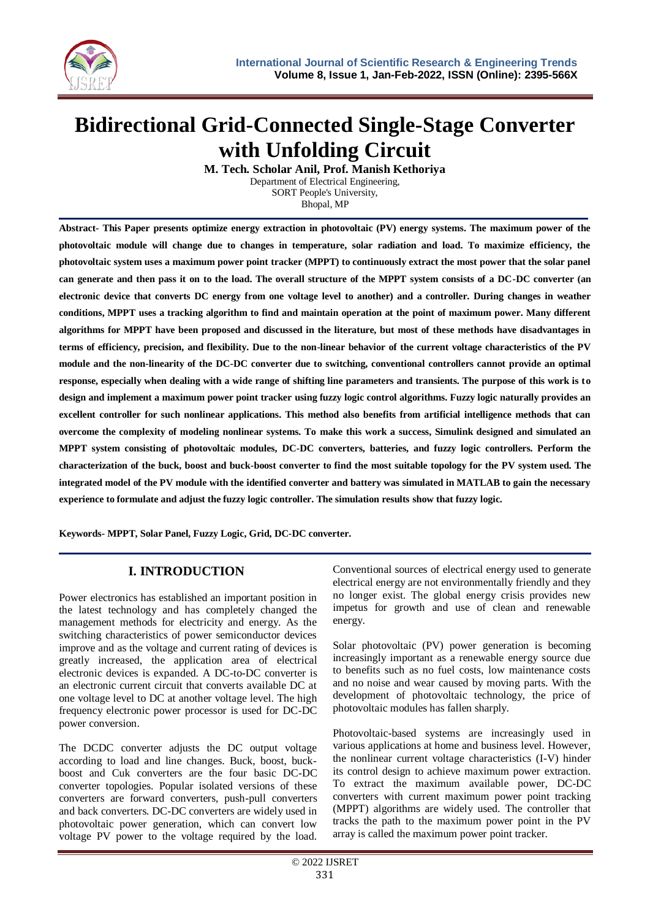# Bidirectional Grid-Connected Single-Stage Converter with Unfolding Circuit

**M. Tech. Scholar Anil, Prof. Manish Kethoriya**

Department of Electrical Engineering,
SORT People's University,
Bhopal, MP

**Abstract- This Paper presents optimize energy extraction in photovoltaic (PV) energy systems. The maximum power of the photovoltaic module will change due to changes in temperature, solar radiation and load. To maximize efficiency, the photovoltaic system uses a maximum power point tracker (MPPT) to continuously extract the most power that the solar panel can generate and then pass it on to the load. The overall structure of the MPPT system consists of a DC-DC converter (an electronic device that converts DC energy from one voltage level to another) and a controller. During changes in weather conditions, MPPT uses a tracking algorithm to find and maintain operation at the point of maximum power. Many different algorithms for MPPT have been proposed and discussed in the literature, but most of these methods have disadvantages in terms of efficiency, precision, and flexibility. Due to the non-linear behavior of the current voltage characteristics of the PV module and the non-linearity of the DC-DC converter due to switching, conventional controllers cannot provide an optimal response, especially when dealing with a wide range of shifting line parameters and transients. The purpose of this work is to design and implement a maximum power point tracker using fuzzy logic control algorithms. Fuzzy logic naturally provides an excellent controller for such nonlinear applications. This method also benefits from artificial intelligence methods that can overcome the complexity of modeling nonlinear systems. To make this work a success, Simulink designed and simulated an MPPT system consisting of photovoltaic modules, DC-DC converters, batteries, and fuzzy logic controllers. Perform the characterization of the buck, boost and buck-boost converter to find the most suitable topology for the PV system used. The integrated model of the PV module with the identified converter and battery was simulated in MATLAB to gain the necessary experience to formulate and adjust the fuzzy logic controller. The simulation results show that fuzzy logic.**

**Keywords- MPPT, Solar Panel, Fuzzy Logic, Grid, DC-DC converter.**

## I. INTRODUCTION

Power electronics has established an important position in the latest technology and has completely changed the management methods for electricity and energy. As the switching characteristics of power semiconductor devices improve and as the voltage and current rating of devices is greatly increased, the application area of electrical electronic devices is expanded. A DC-to-DC converter is an electronic current circuit that converts available DC at one voltage level to DC at another voltage level. The high frequency electronic power processor is used for DC-DC power conversion.

The DCDC converter adjusts the DC output voltage according to load and line changes. Buck, boost, buck-boost and Cuk converters are the four basic DC-DC converter topologies. Popular isolated versions of these converters are forward converters, push-pull converters and back converters. DC-DC converters are widely used in photovoltaic power generation, which can convert low voltage PV power to the voltage required by the load. Conventional sources of electrical energy used to generate electrical energy are not environmentally friendly and they no longer exist. The global energy crisis provides new impetus for growth and use of clean and renewable energy.

Solar photovoltaic (PV) power generation is becoming increasingly important as a renewable energy source due to benefits such as no fuel costs, low maintenance costs and no noise and wear caused by moving parts. With the development of photovoltaic technology, the price of photovoltaic modules has fallen sharply.

Photovoltaic-based systems are increasingly used in various applications at home and business level. However, the nonlinear current voltage characteristics (I-V) hinder its control design to achieve maximum power extraction. To extract the maximum available power, DC-DC converters with current maximum power point tracking (MPPT) algorithms are widely used. The controller that tracks the path to the maximum power point in the PV array is called the maximum power point tracker.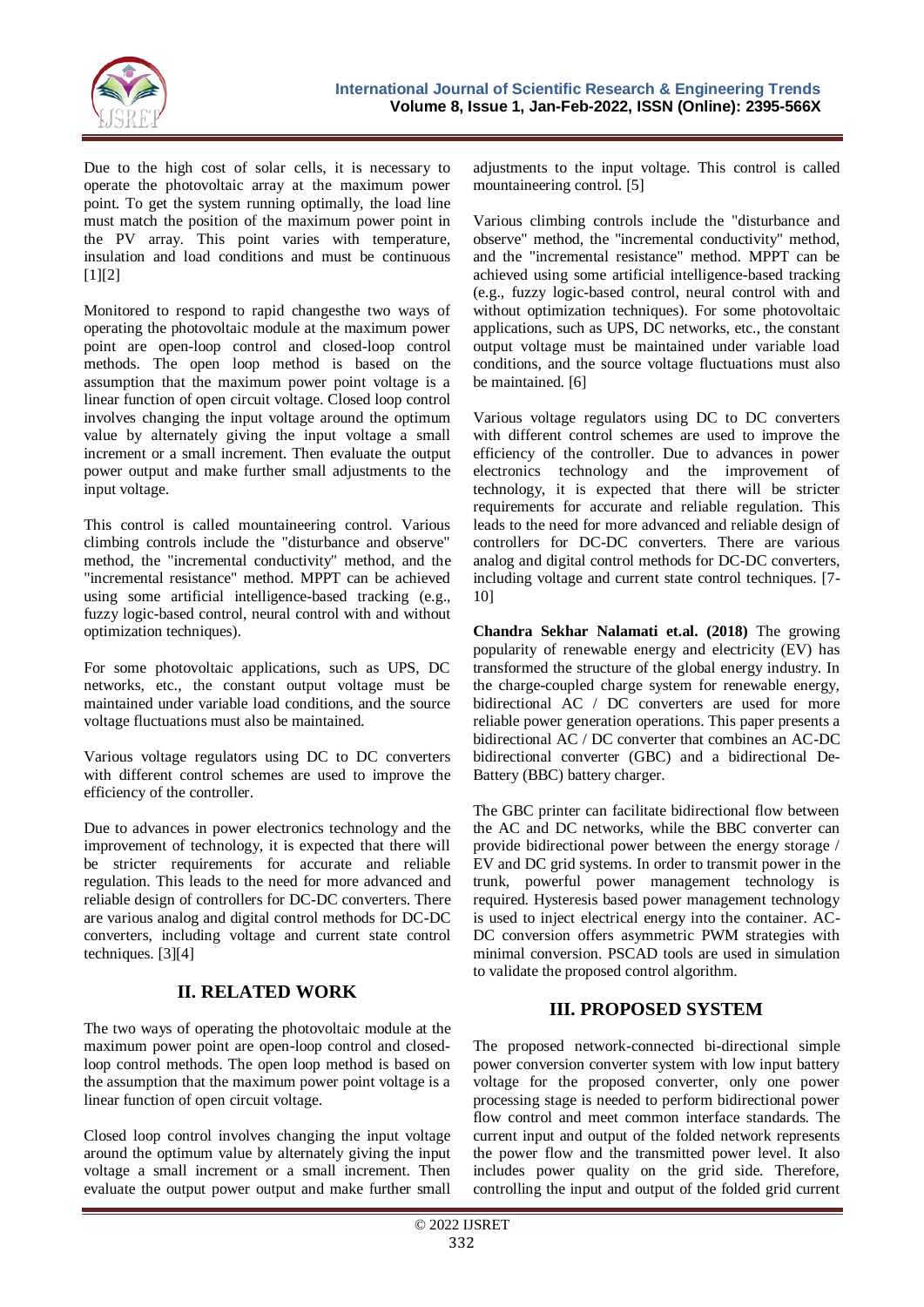Due to the high cost of solar cells, it is necessary to operate the photovoltaic array at the maximum power point. To get the system running optimally, the load line must match the position of the maximum power point in the PV array. This point varies with temperature, insulation and load conditions and must be continuous [1][2]

Monitored to respond to rapid changesthe two ways of operating the photovoltaic module at the maximum power point are open-loop control and closed-loop control methods. The open loop method is based on the assumption that the maximum power point voltage is a linear function of open circuit voltage. Closed loop control involves changing the input voltage around the optimum value by alternately giving the input voltage a small increment or a small increment. Then evaluate the output power output and make further small adjustments to the input voltage.

This control is called mountaineering control. Various climbing controls include the "disturbance and observe" method, the "incremental conductivity" method, and the "incremental resistance" method. MPPT can be achieved using some artificial intelligence-based tracking (e.g., fuzzy logic-based control, neural control with and without optimization techniques).

For some photovoltaic applications, such as UPS, DC networks, etc., the constant output voltage must be maintained under variable load conditions, and the source voltage fluctuations must also be maintained.

Various voltage regulators using DC to DC converters with different control schemes are used to improve the efficiency of the controller.

Due to advances in power electronics technology and the improvement of technology, it is expected that there will be stricter requirements for accurate and reliable regulation. This leads to the need for more advanced and reliable design of controllers for DC-DC converters. There are various analog and digital control methods for DC-DC converters, including voltage and current state control techniques. [3][4]

## II. RELATED WORK

The two ways of operating the photovoltaic module at the maximum power point are open-loop control and closed-loop control methods. The open loop method is based on the assumption that the maximum power point voltage is a linear function of open circuit voltage.

Closed loop control involves changing the input voltage around the optimum value by alternately giving the input voltage a small increment or a small increment. Then evaluate the output power output and make further small adjustments to the input voltage. This control is called mountaineering control. [5]

Various climbing controls include the "disturbance and observe" method, the "incremental conductivity" method, and the "incremental resistance" method. MPPT can be achieved using some artificial intelligence-based tracking (e.g., fuzzy logic-based control, neural control with and without optimization techniques). For some photovoltaic applications, such as UPS, DC networks, etc., the constant output voltage must be maintained under variable load conditions, and the source voltage fluctuations must also be maintained. [6]

Various voltage regulators using DC to DC converters with different control schemes are used to improve the efficiency of the controller. Due to advances in power electronics technology and the improvement of technology, it is expected that there will be stricter requirements for accurate and reliable regulation. This leads to the need for more advanced and reliable design of controllers for DC-DC converters. There are various analog and digital control methods for DC-DC converters, including voltage and current state control techniques. [7-10]

**Chandra Sekhar Nalamati et.al. (2018)** The growing popularity of renewable energy and electricity (EV) has transformed the structure of the global energy industry. In the charge-coupled charge system for renewable energy, bidirectional AC / DC converters are used for more reliable power generation operations. This paper presents a bidirectional AC / DC converter that combines an AC-DC bidirectional converter (GBC) and a bidirectional De-Battery (BBC) battery charger.

The GBC printer can facilitate bidirectional flow between the AC and DC networks, while the BBC converter can provide bidirectional power between the energy storage / EV and DC grid systems. In order to transmit power in the trunk, powerful power management technology is required. Hysteresis based power management technology is used to inject electrical energy into the container. AC-DC conversion offers asymmetric PWM strategies with minimal conversion. PSCAD tools are used in simulation to validate the proposed control algorithm.

## III. PROPOSED SYSTEM

The proposed network-connected bi-directional simple power conversion converter system with low input battery voltage for the proposed converter, only one power processing stage is needed to perform bidirectional power flow control and meet common interface standards. The current input and output of the folded network represents the power flow and the transmitted power level. It also includes power quality on the grid side. Therefore, controlling the input and output of the folded grid current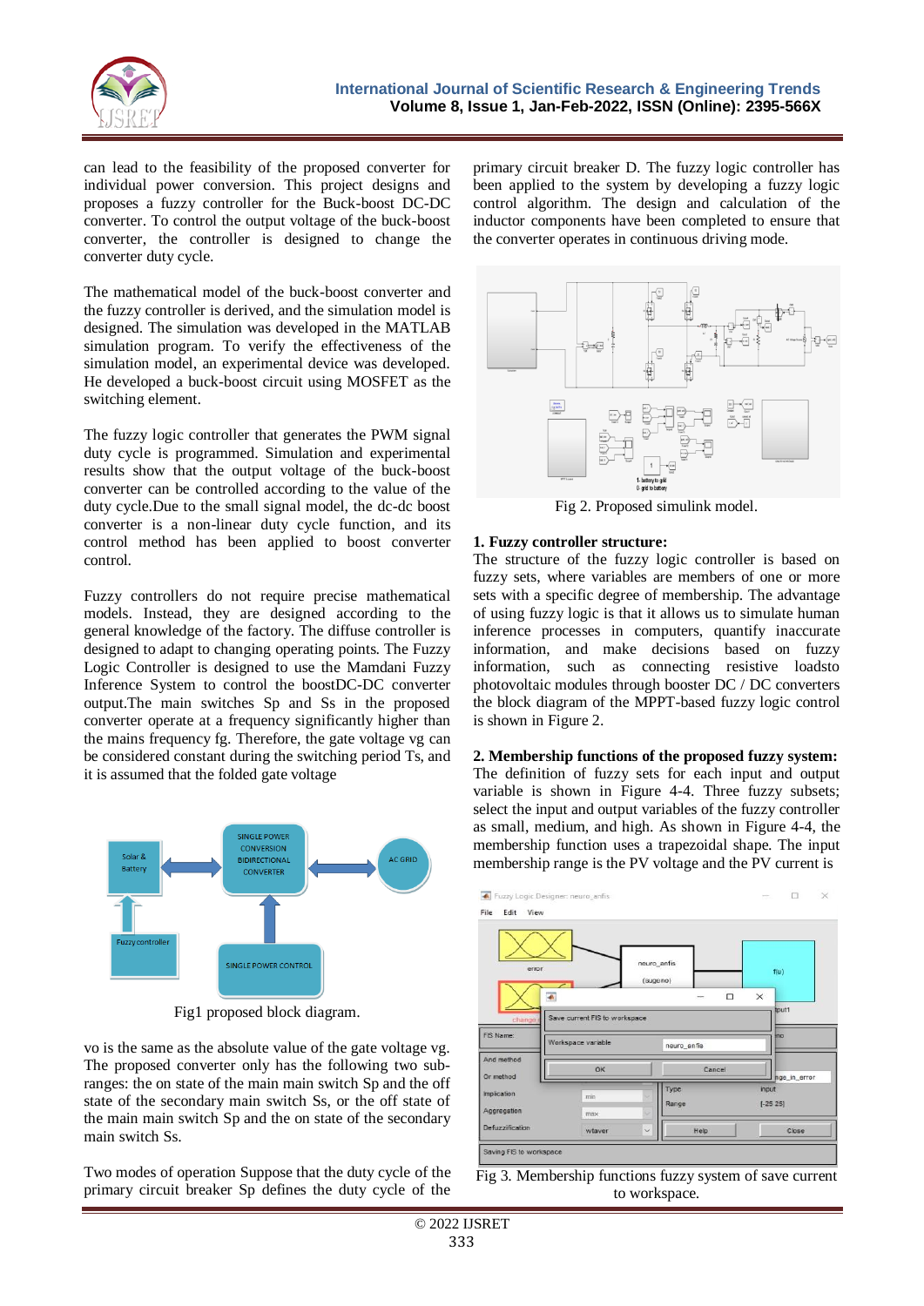can lead to the feasibility of the proposed converter for individual power conversion. This project designs and proposes a fuzzy controller for the Buck-boost DC-DC converter. To control the output voltage of the buck-boost converter, the controller is designed to change the converter duty cycle.

The mathematical model of the buck-boost converter and the fuzzy controller is derived, and the simulation model is designed. The simulation was developed in the MATLAB simulation program. To verify the effectiveness of the simulation model, an experimental device was developed. He developed a buck-boost circuit using MOSFET as the switching element.

The fuzzy logic controller that generates the PWM signal duty cycle is programmed. Simulation and experimental results show that the output voltage of the buck-boost converter can be controlled according to the value of the duty cycle.Due to the small signal model, the dc-dc boost converter is a non-linear duty cycle function, and its control method has been applied to boost converter control.

Fuzzy controllers do not require precise mathematical models. Instead, they are designed according to the general knowledge of the factory. The diffuse controller is designed to adapt to changing operating points. The Fuzzy Logic Controller is designed to use the Mamdani Fuzzy Inference System to control the boostDC-DC converter output.The main switches Sp and Ss in the proposed converter operate at a frequency significantly higher than the mains frequency fg. Therefore, the gate voltage vg can be considered constant during the switching period Ts, and it is assumed that the folded gate voltage

Fig1 proposed block diagram.

vo is the same as the absolute value of the gate voltage vg. The proposed converter only has the following two sub-ranges: the on state of the main main switch Sp and the off state of the secondary main switch Ss, or the off state of the main main switch Sp and the on state of the secondary main switch Ss.

Two modes of operation Suppose that the duty cycle of the primary circuit breaker Sp defines the duty cycle of the primary circuit breaker D. The fuzzy logic controller has been applied to the system by developing a fuzzy logic control algorithm. The design and calculation of the inductor components have been completed to ensure that the converter operates in continuous driving mode.

Fig 2. Proposed simulink model.

## 1. Fuzzy controller structure:

The structure of the fuzzy logic controller is based on fuzzy sets, where variables are members of one or more sets with a specific degree of membership. The advantage of using fuzzy logic is that it allows us to simulate human inference processes in computers, quantify inaccurate information, and make decisions based on fuzzy information, such as connecting resistive loadsto photovoltaic modules through booster DC / DC converters the block diagram of the MPPT-based fuzzy logic control is shown in Figure 2.

## 2. Membership functions of the proposed fuzzy system:

The definition of fuzzy sets for each input and output variable is shown in Figure 4-4. Three fuzzy subsets; select the input and output variables of the fuzzy controller as small, medium, and high. As shown in Figure 4-4, the membership function uses a trapezoidal shape. The input membership range is the PV voltage and the PV current is

Fig 3. Membership functions fuzzy system of save current to workspace.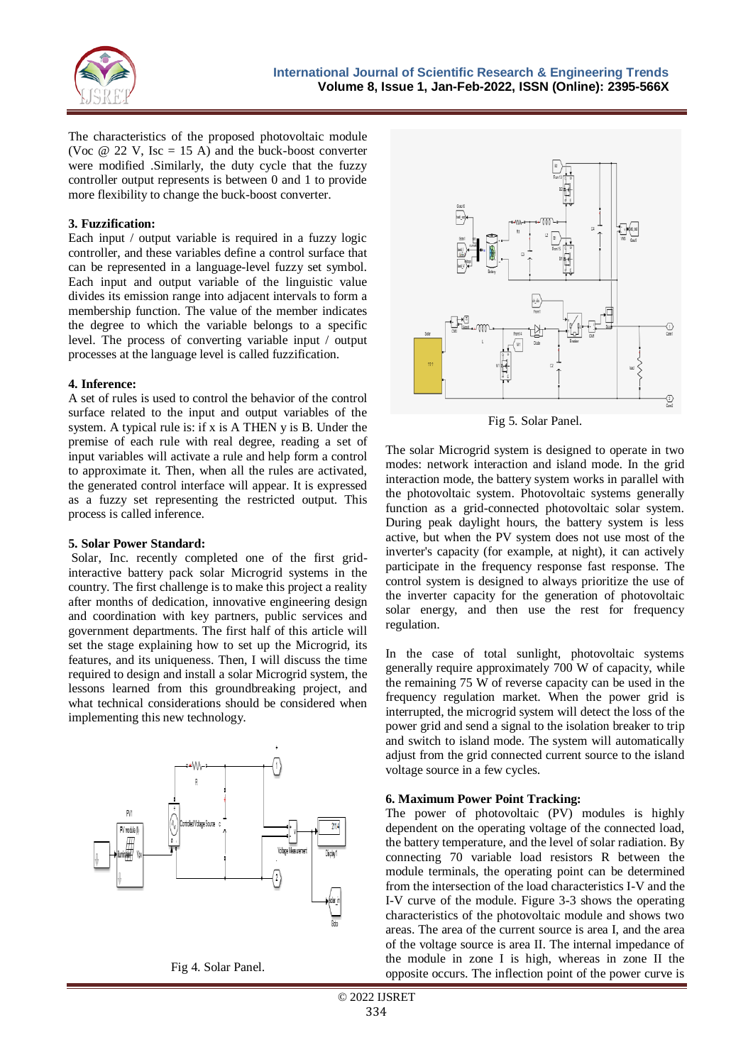The characteristics of the proposed photovoltaic module (Voc @ 22 V, Isc = 15 A) and the buck-boost converter were modified .Similarly, the duty cycle that the fuzzy controller output represents is between 0 and 1 to provide more flexibility to change the buck-boost converter.

**3. Fuzzification:**

Each input / output variable is required in a fuzzy logic controller, and these variables define a control surface that can be represented in a language-level fuzzy set symbol. Each input and output variable of the linguistic value divides its emission range into adjacent intervals to form a membership function. The value of the member indicates the degree to which the variable belongs to a specific level. The process of converting variable input / output processes at the language level is called fuzzification.

**4. Inference:**

A set of rules is used to control the behavior of the control surface related to the input and output variables of the system. A typical rule is: if x is A THEN y is B. Under the premise of each rule with real degree, reading a set of input variables will activate a rule and help form a control to approximate it. Then, when all the rules are activated, the generated control interface will appear. It is expressed as a fuzzy set representing the restricted output. This process is called inference.

**5. Solar Power Standard:**

Solar, Inc. recently completed one of the first grid-interactive battery pack solar Microgrid systems in the country. The first challenge is to make this project a reality after months of dedication, innovative engineering design and coordination with key partners, public services and government departments. The first half of this article will set the stage explaining how to set up the Microgrid, its features, and its uniqueness. Then, I will discuss the time required to design and install a solar Microgrid system, the lessons learned from this groundbreaking project, and what technical considerations should be considered when implementing this new technology.

Fig 4. Solar Panel.

Fig 5. Solar Panel.

The solar Microgrid system is designed to operate in two modes: network interaction and island mode. In the grid interaction mode, the battery system works in parallel with the photovoltaic system. Photovoltaic systems generally function as a grid-connected photovoltaic solar system. During peak daylight hours, the battery system is less active, but when the PV system does not use most of the inverter's capacity (for example, at night), it can actively participate in the frequency response fast response. The control system is designed to always prioritize the use of the inverter capacity for the generation of photovoltaic solar energy, and then use the rest for frequency regulation.

In the case of total sunlight, photovoltaic systems generally require approximately 700 W of capacity, while the remaining 75 W of reverse capacity can be used in the frequency regulation market. When the power grid is interrupted, the microgrid system will detect the loss of the power grid and send a signal to the isolation breaker to trip and switch to island mode. The system will automatically adjust from the grid connected current source to the island voltage source in a few cycles.

**6. Maximum Power Point Tracking:**

The power of photovoltaic (PV) modules is highly dependent on the operating voltage of the connected load, the battery temperature, and the level of solar radiation. By connecting 70 variable load resistors R between the module terminals, the operating point can be determined from the intersection of the load characteristics I-V and the I-V curve of the module. Figure 3-3 shows the operating characteristics of the photovoltaic module and shows two areas. The area of the current source is area I, and the area of the voltage source is area II. The internal impedance of the module in zone I is high, whereas in zone II the opposite occurs. The inflection point of the power curve is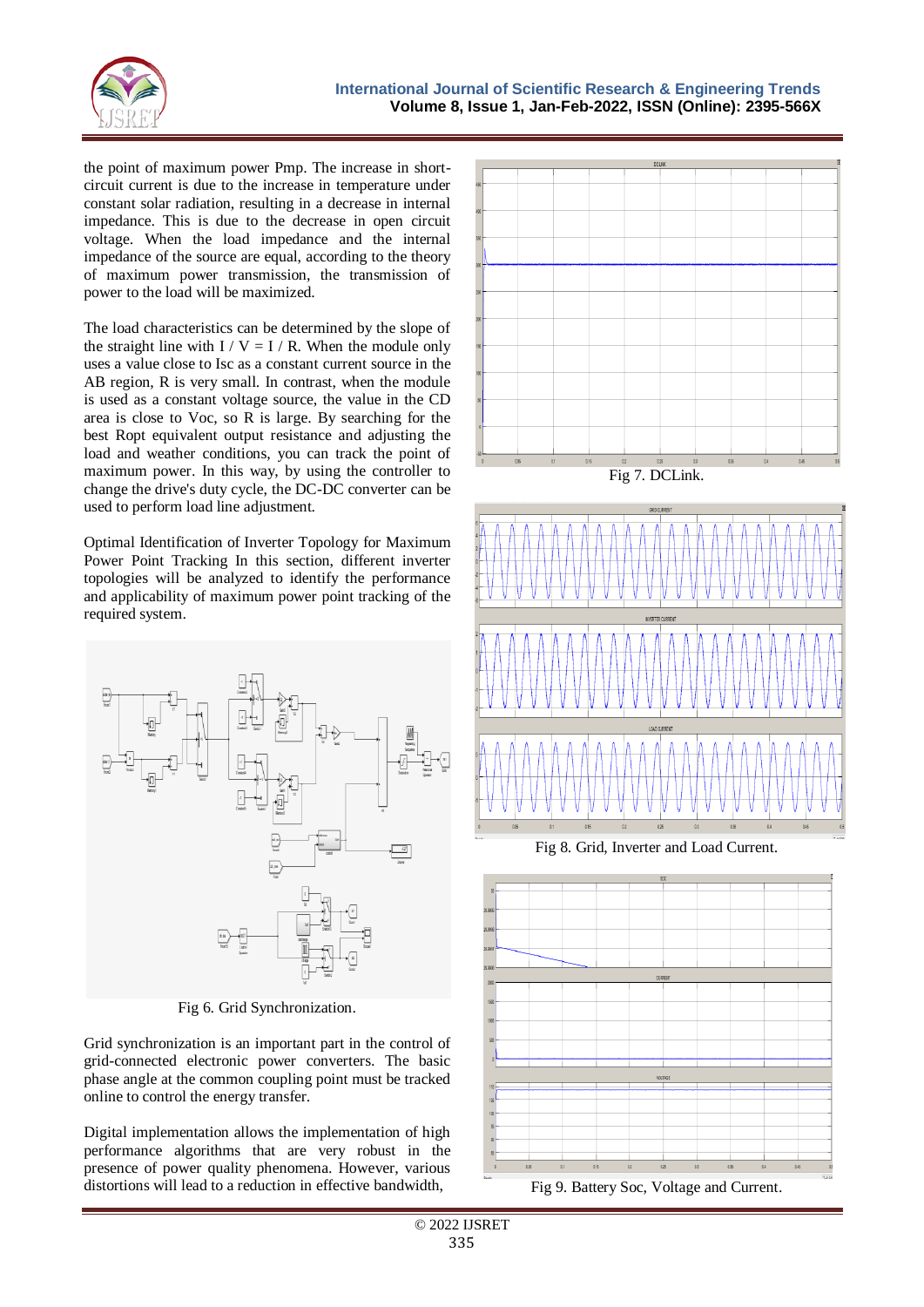the point of maximum power Pmp. The increase in short-circuit current is due to the increase in temperature under constant solar radiation, resulting in a decrease in internal impedance. This is due to the decrease in open circuit voltage. When the load impedance and the internal impedance of the source are equal, according to the theory of maximum power transmission, the transmission of power to the load will be maximized.

The load characteristics can be determined by the slope of the straight line with I / V = I / R. When the module only uses a value close to Isc as a constant current source in the AB region, R is very small. In contrast, when the module is used as a constant voltage source, the value in the CD area is close to Voc, so R is large. By searching for the best Ropt equivalent output resistance and adjusting the load and weather conditions, you can track the point of maximum power. In this way, by using the controller to change the drive's duty cycle, the DC-DC converter can be used to perform load line adjustment.

Optimal Identification of Inverter Topology for Maximum Power Point Tracking In this section, different inverter topologies will be analyzed to identify the performance and applicability of maximum power point tracking of the required system.

Fig 6. Grid Synchronization.

Grid synchronization is an important part in the control of grid-connected electronic power converters. The basic phase angle at the common coupling point must be tracked online to control the energy transfer.

Digital implementation allows the implementation of high performance algorithms that are very robust in the presence of power quality phenomena. However, various distortions will lead to a reduction in effective bandwidth,

Fig 7. DCLink.

Fig 8. Grid, Inverter and Load Current.

Fig 9. Battery Soc, Voltage and Current.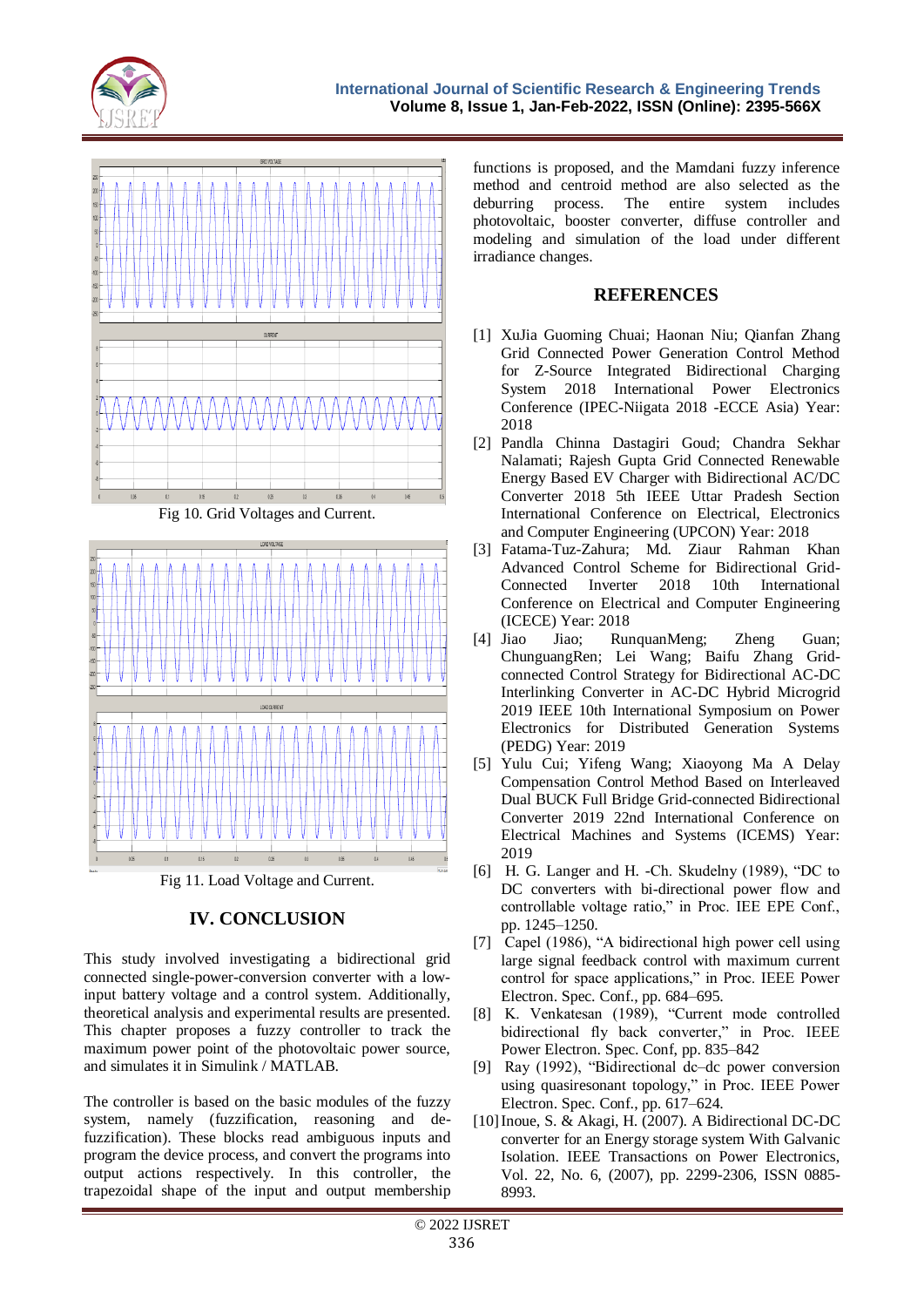GRID VOLTAGE

CURRENT

Fig 10. Grid Voltages and Current.

LOAD VOLTAGE

LOAD CURRENT

Fig 11. Load Voltage and Current.

## IV. CONCLUSION

This study involved investigating a bidirectional grid connected single-power-conversion converter with a low-input battery voltage and a control system. Additionally, theoretical analysis and experimental results are presented. This chapter proposes a fuzzy controller to track the maximum power point of the photovoltaic power source, and simulates it in Simulink / MATLAB.

The controller is based on the basic modules of the fuzzy system, namely (fuzzification, reasoning and de-fuzzification). These blocks read ambiguous inputs and program the device process, and convert the programs into output actions respectively. In this controller, the trapezoidal shape of the input and output membership functions is proposed, and the Mamdani fuzzy inference method and centroid method are also selected as the deburring process. The entire system includes photovoltaic, booster converter, diffuse controller and modeling and simulation of the load under different irradiance changes.

## REFERENCES

[1] XuJia Guoming Chuai; Haonan Niu; Qianfan Zhang Grid Connected Power Generation Control Method for Z-Source Integrated Bidirectional Charging System 2018 International Power Electronics Conference (IPEC-Niigata 2018 -ECCE Asia) Year: 2018

[2] Pandla Chinna Dastagiri Goud; Chandra Sekhar Nalamati; Rajesh Gupta Grid Connected Renewable Energy Based EV Charger with Bidirectional AC/DC Converter 2018 5th IEEE Uttar Pradesh Section International Conference on Electrical, Electronics and Computer Engineering (UPCON) Year: 2018

[3] Fatama-Tuz-Zahura; Md. Ziaur Rahman Khan Advanced Control Scheme for Bidirectional Grid-Connected Inverter 2018 10th International Conference on Electrical and Computer Engineering (ICECE) Year: 2018

[4] Jiao Jiao; RunquanMeng; Zheng Guan; ChunguangRen; Lei Wang; Baifu Zhang Grid-connected Control Strategy for Bidirectional AC-DC Interlinking Converter in AC-DC Hybrid Microgrid 2019 IEEE 10th International Symposium on Power Electronics for Distributed Generation Systems (PEDG) Year: 2019

[5] Yulu Cui; Yifeng Wang; Xiaoyong Ma A Delay Compensation Control Method Based on Interleaved Dual BUCK Full Bridge Grid-connected Bidirectional Converter 2019 22nd International Conference on Electrical Machines and Systems (ICEMS) Year: 2019

[6] H. G. Langer and H. -Ch. Skudelny (1989), "DC to DC converters with bi-directional power flow and controllable voltage ratio," in Proc. IEE EPE Conf., pp. 1245–1250.

[7] Capel (1986), "A bidirectional high power cell using large signal feedback control with maximum current control for space applications," in Proc. IEEE Power Electron. Spec. Conf., pp. 684–695.

[8] K. Venkatesan (1989), "Current mode controlled bidirectional fly back converter," in Proc. IEEE Power Electron. Spec. Conf, pp. 835–842

[9] Ray (1992), "Bidirectional dc–dc power conversion using quasiresonant topology," in Proc. IEEE Power Electron. Spec. Conf., pp. 617–624.

[10] Inoue, S. & Akagi, H. (2007). A Bidirectional DC-DC converter for an Energy storage system With Galvanic Isolation. IEEE Transactions on Power Electronics, Vol. 22, No. 6, (2007), pp. 2299-2306, ISSN 0885-8993.